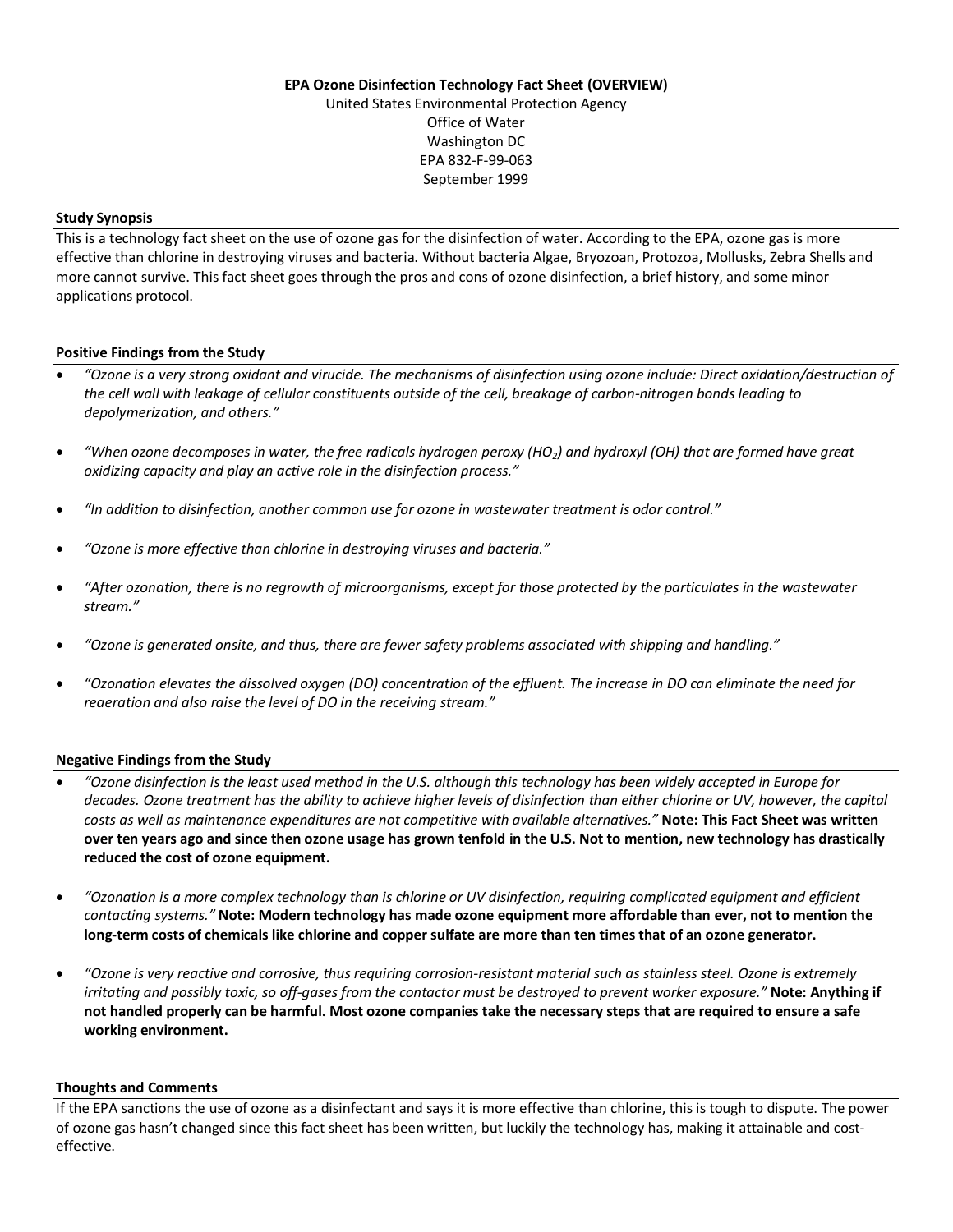# EPA Ozone Disinfection Technology Fact Sheet (OVERVIEW)

United States Environmental Protection Agency
Office of Water
Washington DC
EPA 832-F-99-063
September 1999

## Study Synopsis

This is a technology fact sheet on the use of ozone gas for the disinfection of water. According to the EPA, ozone gas is more effective than chlorine in destroying viruses and bacteria. Without bacteria Algae, Bryozoan, Protozoa, Mollusks, Zebra Shells and more cannot survive. This fact sheet goes through the pros and cons of ozone disinfection, a brief history, and some minor applications protocol.

## Positive Findings from the Study

- *"Ozone is a very strong oxidant and virucide. The mechanisms of disinfection using ozone include: Direct oxidation/destruction of the cell wall with leakage of cellular constituents outside of the cell, breakage of carbon-nitrogen bonds leading to depolymerization, and others."*
- *"When ozone decomposes in water, the free radicals hydrogen peroxy ($HO_2$) and hydroxyl (OH) that are formed have great oxidizing capacity and play an active role in the disinfection process."*
- *"In addition to disinfection, another common use for ozone in wastewater treatment is odor control."*
- *"Ozone is more effective than chlorine in destroying viruses and bacteria."*
- *"After ozonation, there is no regrowth of microorganisms, except for those protected by the particulates in the wastewater stream."*
- *"Ozone is generated onsite, and thus, there are fewer safety problems associated with shipping and handling."*
- *"Ozonation elevates the dissolved oxygen (DO) concentration of the effluent. The increase in DO can eliminate the need for reaeration and also raise the level of DO in the receiving stream."*

## Negative Findings from the Study

- *"Ozone disinfection is the least used method in the U.S. although this technology has been widely accepted in Europe for decades. Ozone treatment has the ability to achieve higher levels of disinfection than either chlorine or UV, however, the capital costs as well as maintenance expenditures are not competitive with available alternatives."* **Note: This Fact Sheet was written over ten years ago and since then ozone usage has grown tenfold in the U.S. Not to mention, new technology has drastically reduced the cost of ozone equipment.**
- *"Ozonation is a more complex technology than is chlorine or UV disinfection, requiring complicated equipment and efficient contacting systems."* **Note: Modern technology has made ozone equipment more affordable than ever, not to mention the long-term costs of chemicals like chlorine and copper sulfate are more than ten times that of an ozone generator.**
- *"Ozone is very reactive and corrosive, thus requiring corrosion-resistant material such as stainless steel. Ozone is extremely irritating and possibly toxic, so off-gases from the contactor must be destroyed to prevent worker exposure."* **Note: Anything if not handled properly can be harmful. Most ozone companies take the necessary steps that are required to ensure a safe working environment.**

## Thoughts and Comments

If the EPA sanctions the use of ozone as a disinfectant and says it is more effective than chlorine, this is tough to dispute. The power of ozone gas hasn't changed since this fact sheet has been written, but luckily the technology has, making it attainable and cost-effective.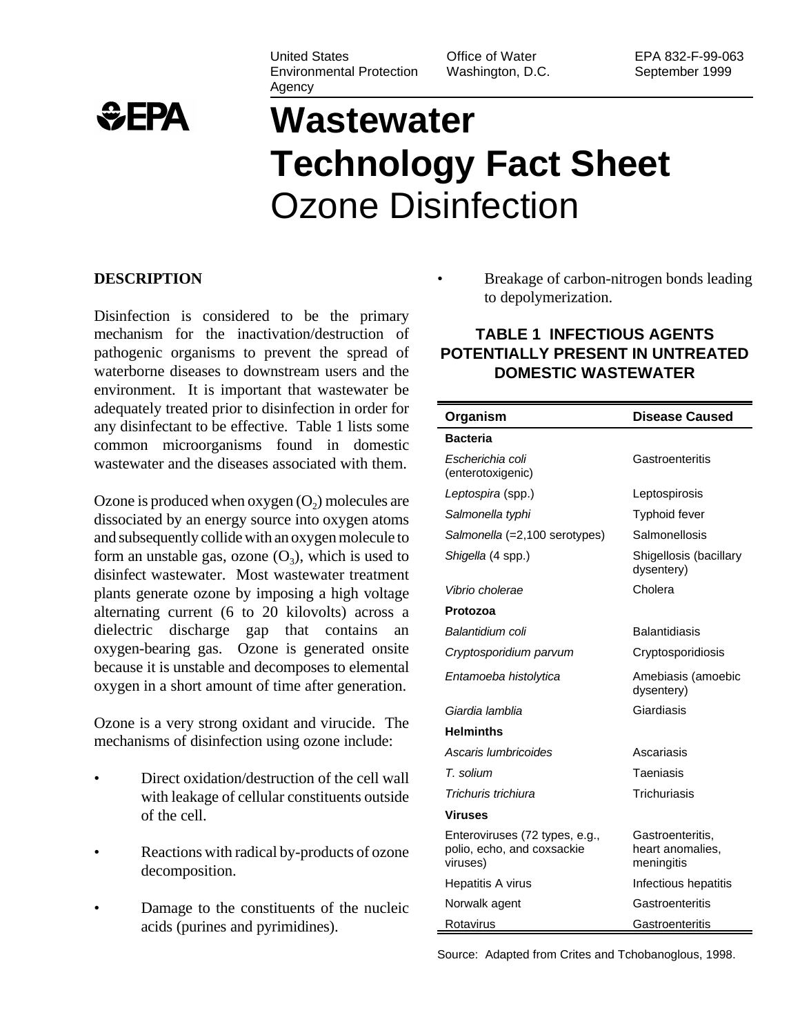United States Environmental Protection Agency | Office of Water Washington, D.C. | EPA 832-F-99-063 September 1999

# Wastewater Technology Fact Sheet
# Ozone Disinfection

## DESCRIPTION

Disinfection is considered to be the primary mechanism for the inactivation/destruction of pathogenic organisms to prevent the spread of waterborne diseases to downstream users and the environment. It is important that wastewater be adequately treated prior to disinfection in order for any disinfectant to be effective. Table 1 lists some common microorganisms found in domestic wastewater and the diseases associated with them.

Ozone is produced when oxygen ($O_2$) molecules are dissociated by an energy source into oxygen atoms and subsequently collide with an oxygen molecule to form an unstable gas, ozone ($O_3$), which is used to disinfect wastewater. Most wastewater treatment plants generate ozone by imposing a high voltage alternating current (6 to 20 kilovolts) across a dielectric discharge gap that contains an oxygen-bearing gas. Ozone is generated onsite because it is unstable and decomposes to elemental oxygen in a short amount of time after generation.

Ozone is a very strong oxidant and virucide. The mechanisms of disinfection using ozone include:

- Direct oxidation/destruction of the cell wall with leakage of cellular constituents outside of the cell.
- Reactions with radical by-products of ozone decomposition.
- Damage to the constituents of the nucleic acids (purines and pyrimidines).
- Breakage of carbon-nitrogen bonds leading to depolymerization.

### TABLE 1 INFECTIOUS AGENTS POTENTIALLY PRESENT IN UNTREATED DOMESTIC WASTEWATER

| Organism | Disease Caused |
|---|---|
| **Bacteria** | |
| *Escherichia coli* (enterotoxigenic) | Gastroenteritis |
| *Leptospira* (spp.) | Leptospirosis |
| *Salmonella typhi* | Typhoid fever |
| *Salmonella* (=2,100 serotypes) | Salmonellosis |
| *Shigella* (4 spp.) | Shigellosis (bacillary dysentery) |
| *Vibrio cholerae* | Cholera |
| **Protozoa** | |
| *Balantidium coli* | Balantidiasis |
| *Cryptosporidium parvum* | Cryptosporidiosis |
| *Entamoeba histolytica* | Amebiasis (amoebic dysentery) |
| *Giardia lamblia* | Giardiasis |
| **Helminths** | |
| *Ascaris lumbricoides* | Ascariasis |
| *T. solium* | Taeniasis |
| *Trichuris trichiura* | Trichuriasis |
| **Viruses** | |
| Enteroviruses (72 types, e.g., polio, echo, and coxsackie viruses) | Gastroenteritis, heart anomalies, meningitis |
| Hepatitis A virus | Infectious hepatitis |
| Norwalk agent | Gastroenteritis |
| Rotavirus | Gastroenteritis |

Source: Adapted from Crites and Tchobanoglous, 1998.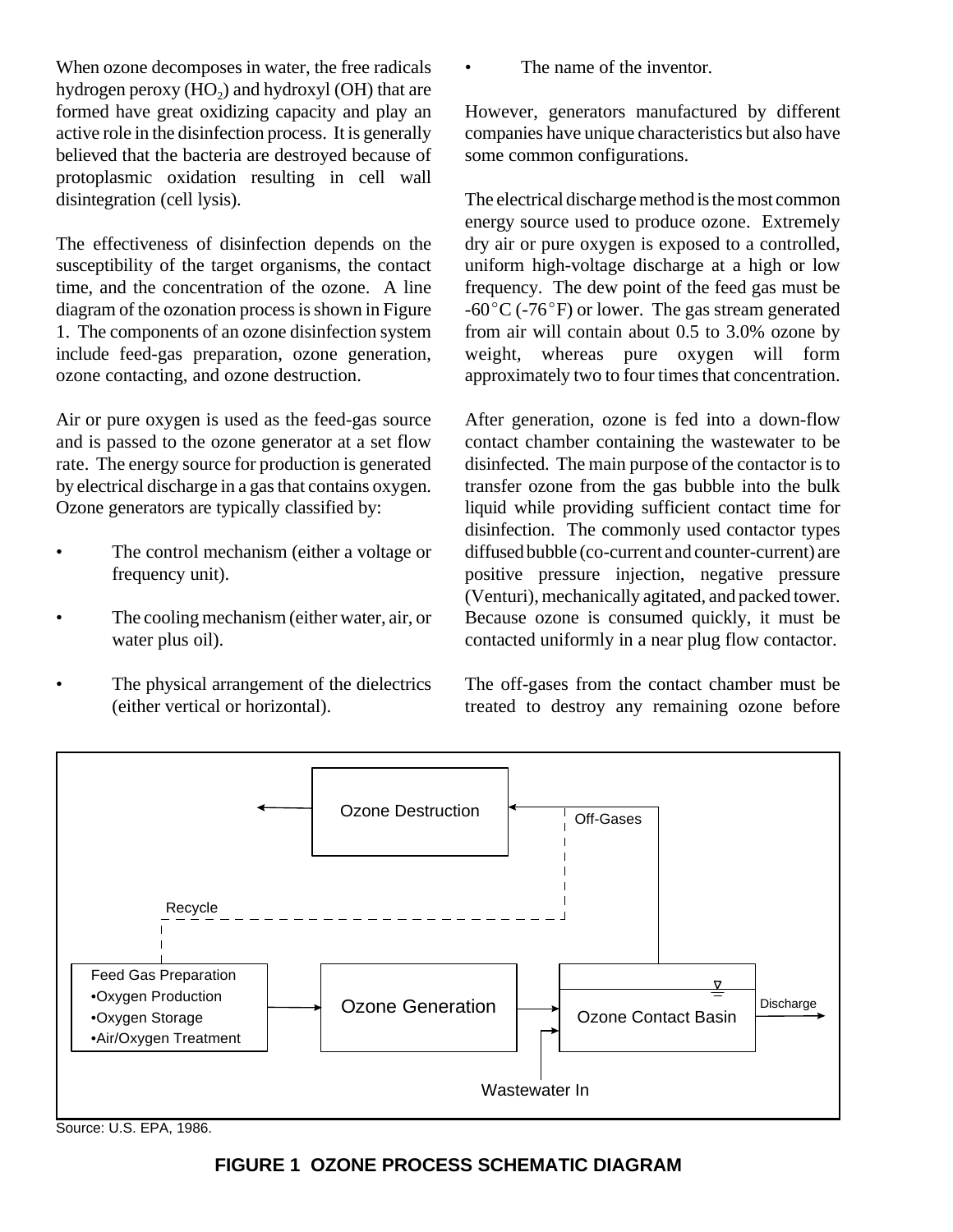When ozone decomposes in water, the free radicals hydrogen peroxy ($HO_2$) and hydroxyl (OH) that are formed have great oxidizing capacity and play an active role in the disinfection process. It is generally believed that the bacteria are destroyed because of protoplasmic oxidation resulting in cell wall disintegration (cell lysis).

The effectiveness of disinfection depends on the susceptibility of the target organisms, the contact time, and the concentration of the ozone. A line diagram of the ozonation process is shown in Figure 1. The components of an ozone disinfection system include feed-gas preparation, ozone generation, ozone contacting, and ozone destruction.

Air or pure oxygen is used as the feed-gas source and is passed to the ozone generator at a set flow rate. The energy source for production is generated by electrical discharge in a gas that contains oxygen. Ozone generators are typically classified by:

- The control mechanism (either a voltage or frequency unit).
- The cooling mechanism (either water, air, or water plus oil).
- The physical arrangement of the dielectrics (either vertical or horizontal).
- The name of the inventor.

However, generators manufactured by different companies have unique characteristics but also have some common configurations.

The electrical discharge method is the most common energy source used to produce ozone. Extremely dry air or pure oxygen is exposed to a controlled, uniform high-voltage discharge at a high or low frequency. The dew point of the feed gas must be -60°C (-76°F) or lower. The gas stream generated from air will contain about 0.5 to 3.0% ozone by weight, whereas pure oxygen will form approximately two to four times that concentration.

After generation, ozone is fed into a down-flow contact chamber containing the wastewater to be disinfected. The main purpose of the contactor is to transfer ozone from the gas bubble into the bulk liquid while providing sufficient contact time for disinfection. The commonly used contactor types diffused bubble (co-current and counter-current) are positive pressure injection, negative pressure (Venturi), mechanically agitated, and packed tower. Because ozone is consumed quickly, it must be contacted uniformly in a near plug flow contactor.

The off-gases from the contact chamber must be treated to destroy any remaining ozone before

Ozone Destruction

Off-Gases

Recycle

Feed Gas Preparation
- Oxygen Production
- Oxygen Storage
- Air/Oxygen Treatment

Ozone Generation

Ozone Contact Basin

Discharge

Wastewater In

Source: U.S. EPA, 1986.

**FIGURE 1 OZONE PROCESS SCHEMATIC DIAGRAM**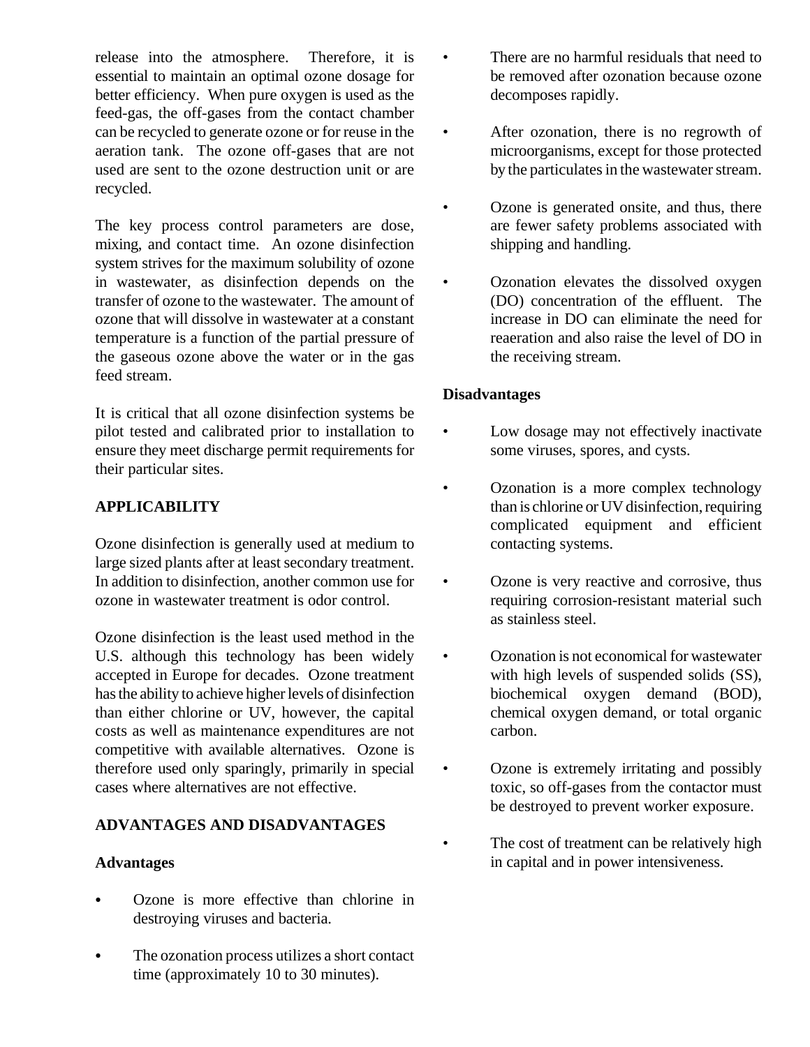release into the atmosphere. Therefore, it is essential to maintain an optimal ozone dosage for better efficiency. When pure oxygen is used as the feed-gas, the off-gases from the contact chamber can be recycled to generate ozone or for reuse in the aeration tank. The ozone off-gases that are not used are sent to the ozone destruction unit or are recycled.

The key process control parameters are dose, mixing, and contact time. An ozone disinfection system strives for the maximum solubility of ozone in wastewater, as disinfection depends on the transfer of ozone to the wastewater. The amount of ozone that will dissolve in wastewater at a constant temperature is a function of the partial pressure of the gaseous ozone above the water or in the gas feed stream.

It is critical that all ozone disinfection systems be pilot tested and calibrated prior to installation to ensure they meet discharge permit requirements for their particular sites.

## APPLICABILITY

Ozone disinfection is generally used at medium to large sized plants after at least secondary treatment. In addition to disinfection, another common use for ozone in wastewater treatment is odor control.

Ozone disinfection is the least used method in the U.S. although this technology has been widely accepted in Europe for decades. Ozone treatment has the ability to achieve higher levels of disinfection than either chlorine or UV, however, the capital costs as well as maintenance expenditures are not competitive with available alternatives. Ozone is therefore used only sparingly, primarily in special cases where alternatives are not effective.

## ADVANTAGES AND DISADVANTAGES

### Advantages

- Ozone is more effective than chlorine in destroying viruses and bacteria.
- The ozonation process utilizes a short contact time (approximately 10 to 30 minutes).
- There are no harmful residuals that need to be removed after ozonation because ozone decomposes rapidly.
- After ozonation, there is no regrowth of microorganisms, except for those protected by the particulates in the wastewater stream.
- Ozone is generated onsite, and thus, there are fewer safety problems associated with shipping and handling.
- Ozonation elevates the dissolved oxygen (DO) concentration of the effluent. The increase in DO can eliminate the need for reaeration and also raise the level of DO in the receiving stream.

### Disadvantages

- Low dosage may not effectively inactivate some viruses, spores, and cysts.
- Ozonation is a more complex technology than is chlorine or UV disinfection, requiring complicated equipment and efficient contacting systems.
- Ozone is very reactive and corrosive, thus requiring corrosion-resistant material such as stainless steel.
- Ozonation is not economical for wastewater with high levels of suspended solids (SS), biochemical oxygen demand (BOD), chemical oxygen demand, or total organic carbon.
- Ozone is extremely irritating and possibly toxic, so off-gases from the contactor must be destroyed to prevent worker exposure.
- The cost of treatment can be relatively high in capital and in power intensiveness.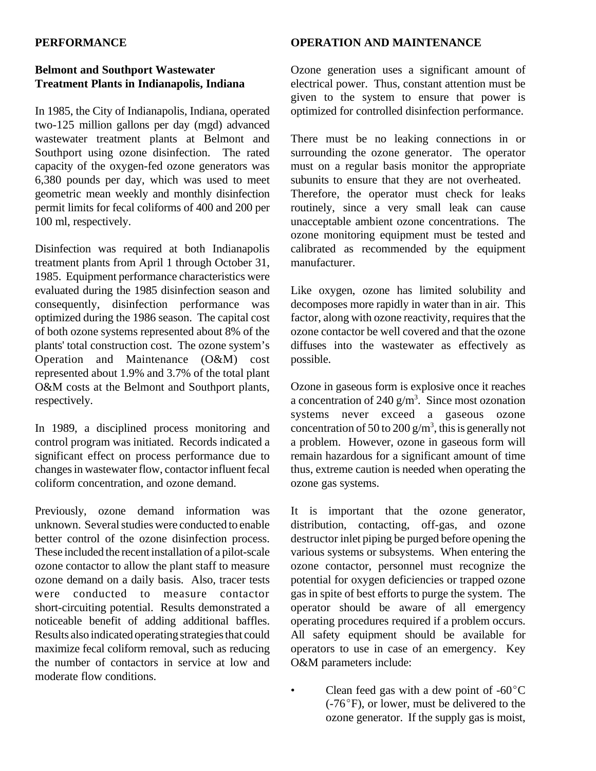## PERFORMANCE

### Belmont and Southport Wastewater Treatment Plants in Indianapolis, Indiana

In 1985, the City of Indianapolis, Indiana, operated two-125 million gallons per day (mgd) advanced wastewater treatment plants at Belmont and Southport using ozone disinfection. The rated capacity of the oxygen-fed ozone generators was 6,380 pounds per day, which was used to meet geometric mean weekly and monthly disinfection permit limits for fecal coliforms of 400 and 200 per 100 ml, respectively.

Disinfection was required at both Indianapolis treatment plants from April 1 through October 31, 1985. Equipment performance characteristics were evaluated during the 1985 disinfection season and consequently, disinfection performance was optimized during the 1986 season. The capital cost of both ozone systems represented about 8% of the plants' total construction cost. The ozone system's Operation and Maintenance (O&M) cost represented about 1.9% and 3.7% of the total plant O&M costs at the Belmont and Southport plants, respectively.

In 1989, a disciplined process monitoring and control program was initiated. Records indicated a significant effect on process performance due to changes in wastewater flow, contactor influent fecal coliform concentration, and ozone demand.

Previously, ozone demand information was unknown. Several studies were conducted to enable better control of the ozone disinfection process. These included the recent installation of a pilot-scale ozone contactor to allow the plant staff to measure ozone demand on a daily basis. Also, tracer tests were conducted to measure contactor short-circuiting potential. Results demonstrated a noticeable benefit of adding additional baffles. Results also indicated operating strategies that could maximize fecal coliform removal, such as reducing the number of contactors in service at low and moderate flow conditions.

## OPERATION AND MAINTENANCE

Ozone generation uses a significant amount of electrical power. Thus, constant attention must be given to the system to ensure that power is optimized for controlled disinfection performance.

There must be no leaking connections in or surrounding the ozone generator. The operator must on a regular basis monitor the appropriate subunits to ensure that they are not overheated. Therefore, the operator must check for leaks routinely, since a very small leak can cause unacceptable ambient ozone concentrations. The ozone monitoring equipment must be tested and calibrated as recommended by the equipment manufacturer.

Like oxygen, ozone has limited solubility and decomposes more rapidly in water than in air. This factor, along with ozone reactivity, requires that the ozone contactor be well covered and that the ozone diffuses into the wastewater as effectively as possible.

Ozone in gaseous form is explosive once it reaches a concentration of 240 $g/m^3$. Since most ozonation systems never exceed a gaseous ozone concentration of 50 to 200 $g/m^3$, this is generally not a problem. However, ozone in gaseous form will remain hazardous for a significant amount of time thus, extreme caution is needed when operating the ozone gas systems.

It is important that the ozone generator, distribution, contacting, off-gas, and ozone destructor inlet piping be purged before opening the various systems or subsystems. When entering the ozone contactor, personnel must recognize the potential for oxygen deficiencies or trapped ozone gas in spite of best efforts to purge the system. The operator should be aware of all emergency operating procedures required if a problem occurs. All safety equipment should be available for operators to use in case of an emergency. Key O&M parameters include:

- Clean feed gas with a dew point of -60°C (-76°F), or lower, must be delivered to the ozone generator. If the supply gas is moist,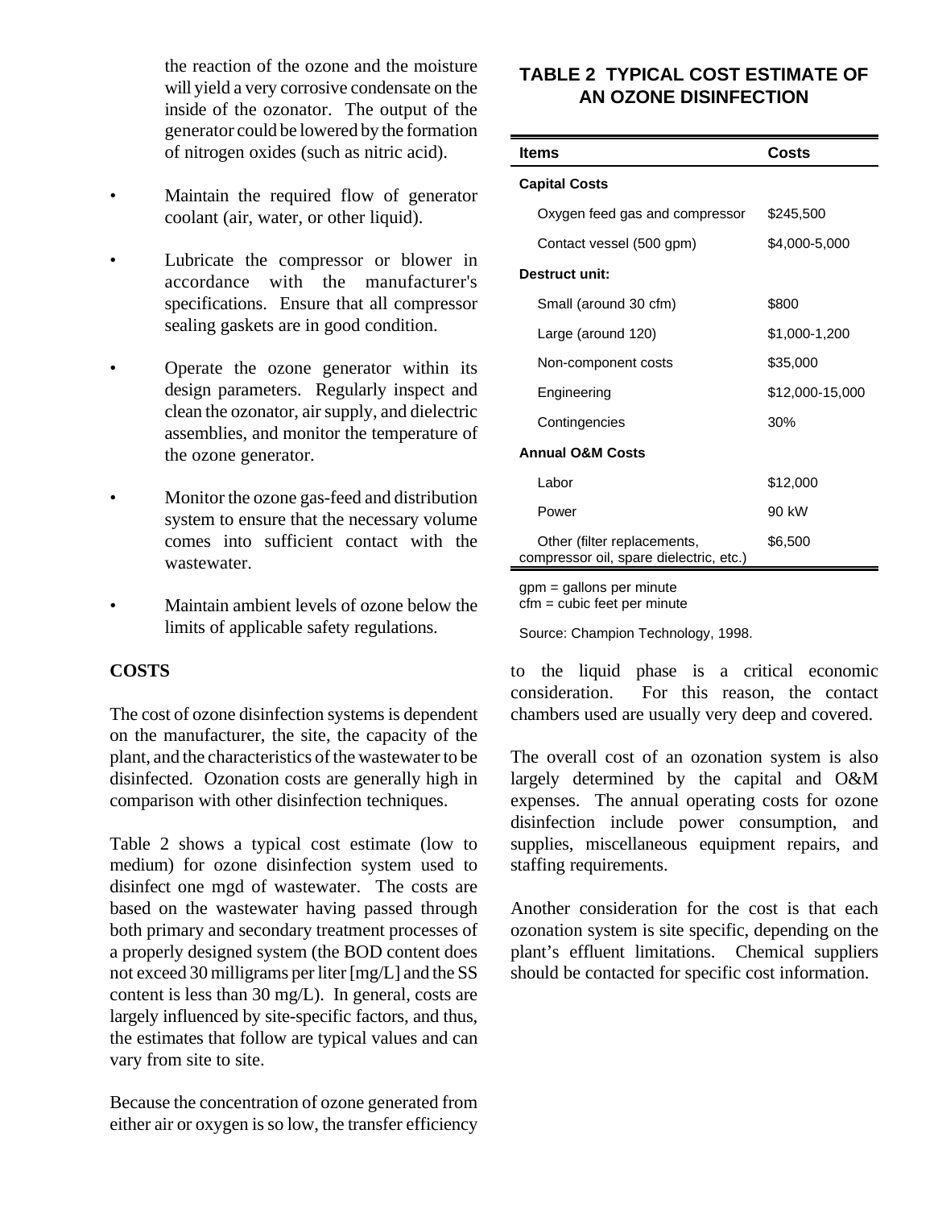the reaction of the ozone and the moisture will yield a very corrosive condensate on the inside of the ozonator. The output of the generator could be lowered by the formation of nitrogen oxides (such as nitric acid).

- Maintain the required flow of generator coolant (air, water, or other liquid).
- Lubricate the compressor or blower in accordance with the manufacturer's specifications. Ensure that all compressor sealing gaskets are in good condition.
- Operate the ozone generator within its design parameters. Regularly inspect and clean the ozonator, air supply, and dielectric assemblies, and monitor the temperature of the ozone generator.
- Monitor the ozone gas-feed and distribution system to ensure that the necessary volume comes into sufficient contact with the wastewater.
- Maintain ambient levels of ozone below the limits of applicable safety regulations.

## COSTS

The cost of ozone disinfection systems is dependent on the manufacturer, the site, the capacity of the plant, and the characteristics of the wastewater to be disinfected. Ozonation costs are generally high in comparison with other disinfection techniques.

Table 2 shows a typical cost estimate (low to medium) for ozone disinfection system used to disinfect one mgd of wastewater. The costs are based on the wastewater having passed through both primary and secondary treatment processes of a properly designed system (the BOD content does not exceed 30 milligrams per liter [mg/L] and the SS content is less than 30 mg/L). In general, costs are largely influenced by site-specific factors, and thus, the estimates that follow are typical values and can vary from site to site.

Because the concentration of ozone generated from either air or oxygen is so low, the transfer efficiency to the liquid phase is a critical economic consideration. For this reason, the contact chambers used are usually very deep and covered.

**TABLE 2 TYPICAL COST ESTIMATE OF AN OZONE DISINFECTION**

| Items | Costs |
|---|---|
| **Capital Costs** | |
| Oxygen feed gas and compressor | $245,500 |
| Contact vessel (500 gpm) | $4,000-5,000 |
| **Destruct unit:** | |
| Small (around 30 cfm) | $800 |
| Large (around 120) | $1,000-1,200 |
| Non-component costs | $35,000 |
| Engineering | $12,000-15,000 |
| Contingencies | 30% |
| **Annual O&M Costs** | |
| Labor | $12,000 |
| Power | 90 kW |
| Other (filter replacements, compressor oil, spare dielectric, etc.) | $6,500 |

gpm = gallons per minute
cfm = cubic feet per minute

Source: Champion Technology, 1998.

The overall cost of an ozonation system is also largely determined by the capital and O&M expenses. The annual operating costs for ozone disinfection include power consumption, and supplies, miscellaneous equipment repairs, and staffing requirements.

Another consideration for the cost is that each ozonation system is site specific, depending on the plant's effluent limitations. Chemical suppliers should be contacted for specific cost information.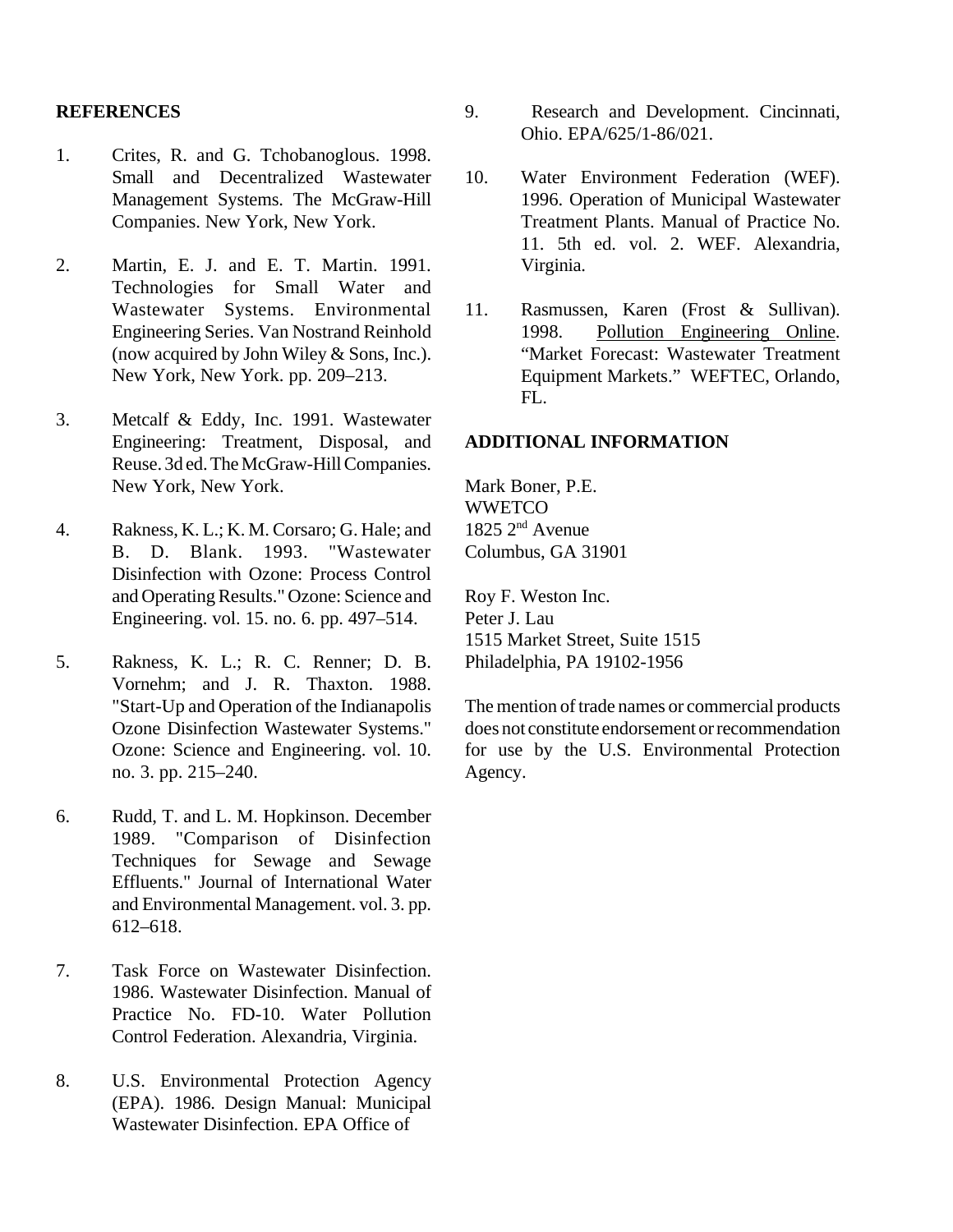## REFERENCES

1. Crites, R. and G. Tchobanoglous. 1998. Small and Decentralized Wastewater Management Systems. The McGraw-Hill Companies. New York, New York.

2. Martin, E. J. and E. T. Martin. 1991. Technologies for Small Water and Wastewater Systems. Environmental Engineering Series. Van Nostrand Reinhold (now acquired by John Wiley & Sons, Inc.). New York, New York. pp. 209–213.

3. Metcalf & Eddy, Inc. 1991. Wastewater Engineering: Treatment, Disposal, and Reuse. 3d ed. The McGraw-Hill Companies. New York, New York.

4. Rakness, K. L.; K. M. Corsaro; G. Hale; and B. D. Blank. 1993. "Wastewater Disinfection with Ozone: Process Control and Operating Results." Ozone: Science and Engineering. vol. 15. no. 6. pp. 497–514.

5. Rakness, K. L.; R. C. Renner; D. B. Vornehm; and J. R. Thaxton. 1988. "Start-Up and Operation of the Indianapolis Ozone Disinfection Wastewater Systems." Ozone: Science and Engineering. vol. 10. no. 3. pp. 215–240.

6. Rudd, T. and L. M. Hopkinson. December 1989. "Comparison of Disinfection Techniques for Sewage and Sewage Effluents." Journal of International Water and Environmental Management. vol. 3. pp. 612–618.

7. Task Force on Wastewater Disinfection. 1986. Wastewater Disinfection. Manual of Practice No. FD-10. Water Pollution Control Federation. Alexandria, Virginia.

8. U.S. Environmental Protection Agency (EPA). 1986. Design Manual: Municipal Wastewater Disinfection. EPA Office of

9. Research and Development. Cincinnati, Ohio. EPA/625/1-86/021.

10. Water Environment Federation (WEF). 1996. Operation of Municipal Wastewater Treatment Plants. Manual of Practice No. 11. 5th ed. vol. 2. WEF. Alexandria, Virginia.

11. Rasmussen, Karen (Frost & Sullivan). 1998. Pollution Engineering Online. "Market Forecast: Wastewater Treatment Equipment Markets." WEFTEC, Orlando, FL.

## ADDITIONAL INFORMATION

Mark Boner, P.E.
WWETCO
1825 2nd Avenue
Columbus, GA 31901

Roy F. Weston Inc.
Peter J. Lau
1515 Market Street, Suite 1515
Philadelphia, PA 19102-1956

The mention of trade names or commercial products does not constitute endorsement or recommendation for use by the U.S. Environmental Protection Agency.